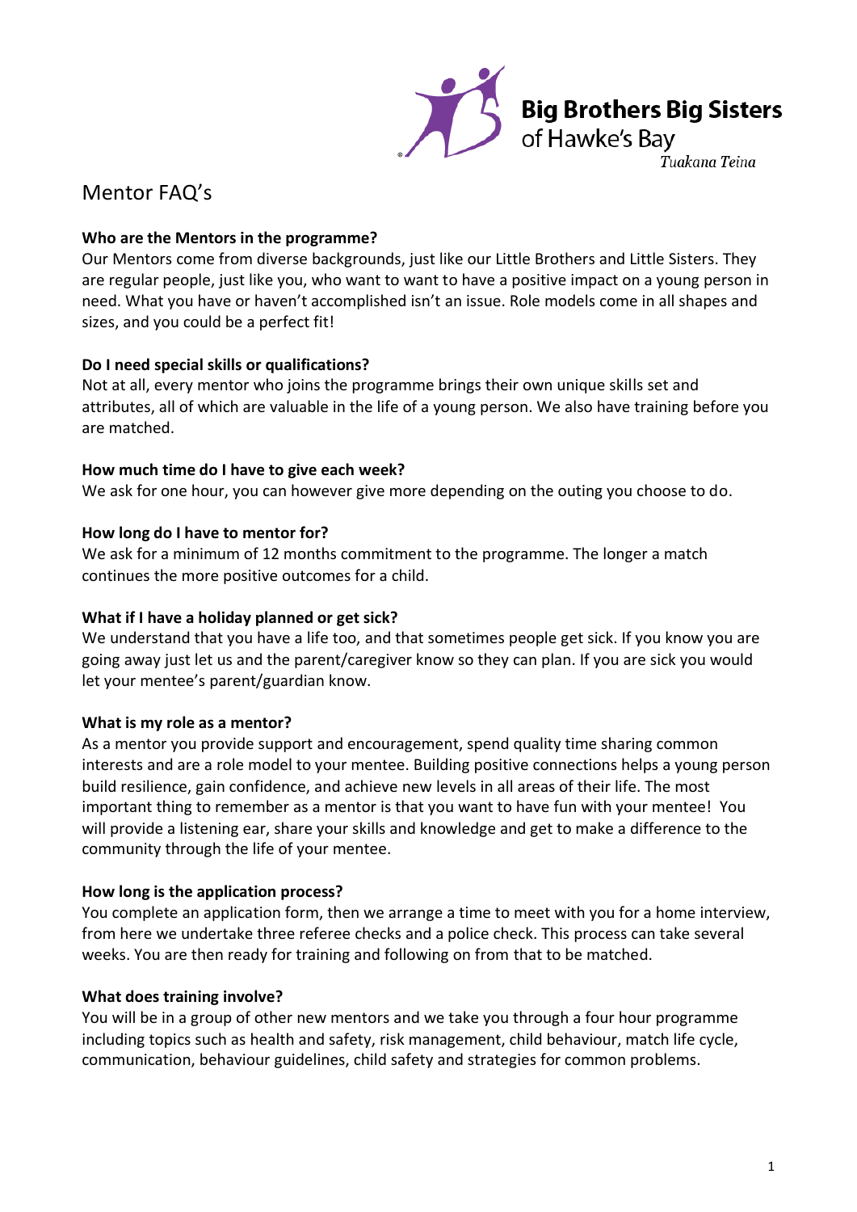Big Brothers Big Sisters
of Hawke's Bay
*Tuakana Teina*

# Mentor FAQ's

**Who are the Mentors in the programme?**
Our Mentors come from diverse backgrounds, just like our Little Brothers and Little Sisters. They are regular people, just like you, who want to want to have a positive impact on a young person in need. What you have or haven't accomplished isn't an issue. Role models come in all shapes and sizes, and you could be a perfect fit!

**Do I need special skills or qualifications?**
Not at all, every mentor who joins the programme brings their own unique skills set and attributes, all of which are valuable in the life of a young person. We also have training before you are matched.

**How much time do I have to give each week?**
We ask for one hour, you can however give more depending on the outing you choose to do.

**How long do I have to mentor for?**
We ask for a minimum of 12 months commitment to the programme. The longer a match continues the more positive outcomes for a child.

**What if I have a holiday planned or get sick?**
We understand that you have a life too, and that sometimes people get sick. If you know you are going away just let us and the parent/caregiver know so they can plan. If you are sick you would let your mentee's parent/guardian know.

**What is my role as a mentor?**
As a mentor you provide support and encouragement, spend quality time sharing common interests and are a role model to your mentee. Building positive connections helps a young person build resilience, gain confidence, and achieve new levels in all areas of their life. The most important thing to remember as a mentor is that you want to have fun with your mentee! You will provide a listening ear, share your skills and knowledge and get to make a difference to the community through the life of your mentee.

**How long is the application process?**
You complete an application form, then we arrange a time to meet with you for a home interview, from here we undertake three referee checks and a police check. This process can take several weeks. You are then ready for training and following on from that to be matched.

**What does training involve?**
You will be in a group of other new mentors and we take you through a four hour programme including topics such as health and safety, risk management, child behaviour, match life cycle, communication, behaviour guidelines, child safety and strategies for common problems.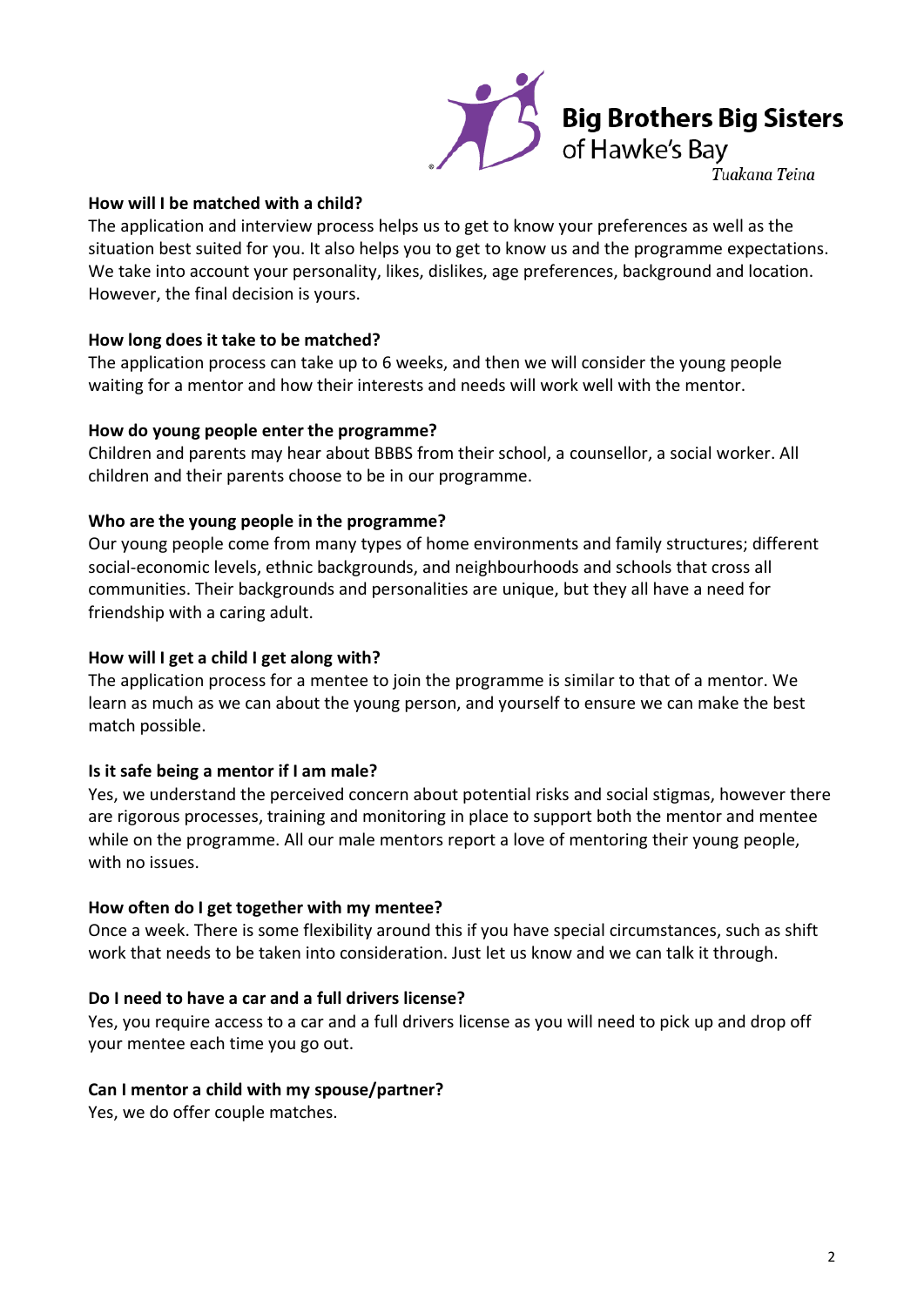Big Brothers Big Sisters of Hawke's Bay

*Tuakana Teina*

**How will I be matched with a child?**
The application and interview process helps us to get to know your preferences as well as the situation best suited for you. It also helps you to get to know us and the programme expectations. We take into account your personality, likes, dislikes, age preferences, background and location. However, the final decision is yours.

**How long does it take to be matched?**
The application process can take up to 6 weeks, and then we will consider the young people waiting for a mentor and how their interests and needs will work well with the mentor.

**How do young people enter the programme?**
Children and parents may hear about BBBS from their school, a counsellor, a social worker. All children and their parents choose to be in our programme.

**Who are the young people in the programme?**
Our young people come from many types of home environments and family structures; different social-economic levels, ethnic backgrounds, and neighbourhoods and schools that cross all communities. Their backgrounds and personalities are unique, but they all have a need for friendship with a caring adult.

**How will I get a child I get along with?**
The application process for a mentee to join the programme is similar to that of a mentor. We learn as much as we can about the young person, and yourself to ensure we can make the best match possible.

**Is it safe being a mentor if I am male?**
Yes, we understand the perceived concern about potential risks and social stigmas, however there are rigorous processes, training and monitoring in place to support both the mentor and mentee while on the programme. All our male mentors report a love of mentoring their young people, with no issues.

**How often do I get together with my mentee?**
Once a week. There is some flexibility around this if you have special circumstances, such as shift work that needs to be taken into consideration. Just let us know and we can talk it through.

**Do I need to have a car and a full drivers license?**
Yes, you require access to a car and a full drivers license as you will need to pick up and drop off your mentee each time you go out.

**Can I mentor a child with my spouse/partner?**
Yes, we do offer couple matches.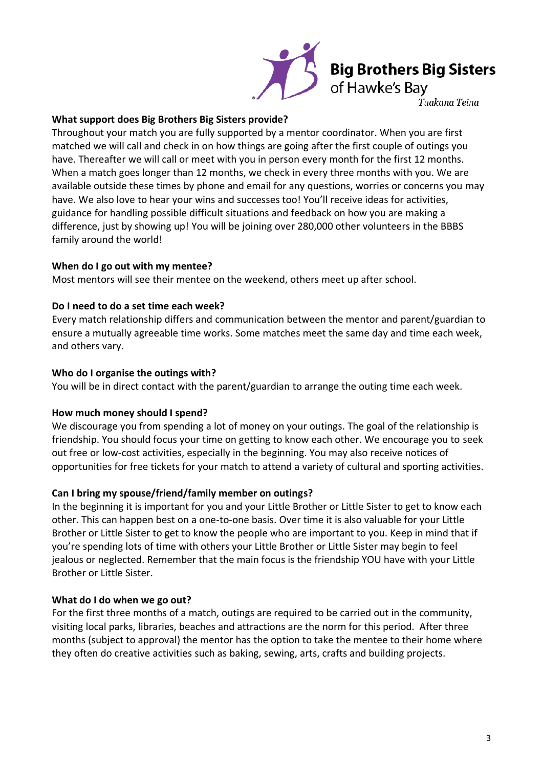### What support does Big Brothers Big Sisters provide?

Throughout your match you are fully supported by a mentor coordinator. When you are first matched we will call and check in on how things are going after the first couple of outings you have. Thereafter we will call or meet with you in person every month for the first 12 months. When a match goes longer than 12 months, we check in every three months with you. We are available outside these times by phone and email for any questions, worries or concerns you may have. We also love to hear your wins and successes too! You'll receive ideas for activities, guidance for handling possible difficult situations and feedback on how you are making a difference, just by showing up! You will be joining over 280,000 other volunteers in the BBBS family around the world!

### When do I go out with my mentee?

Most mentors will see their mentee on the weekend, others meet up after school.

### Do I need to do a set time each week?

Every match relationship differs and communication between the mentor and parent/guardian to ensure a mutually agreeable time works. Some matches meet the same day and time each week, and others vary.

### Who do I organise the outings with?

You will be in direct contact with the parent/guardian to arrange the outing time each week.

### How much money should I spend?

We discourage you from spending a lot of money on your outings. The goal of the relationship is friendship. You should focus your time on getting to know each other. We encourage you to seek out free or low-cost activities, especially in the beginning. You may also receive notices of opportunities for free tickets for your match to attend a variety of cultural and sporting activities.

### Can I bring my spouse/friend/family member on outings?

In the beginning it is important for you and your Little Brother or Little Sister to get to know each other. This can happen best on a one-to-one basis. Over time it is also valuable for your Little Brother or Little Sister to get to know the people who are important to you. Keep in mind that if you're spending lots of time with others your Little Brother or Little Sister may begin to feel jealous or neglected. Remember that the main focus is the friendship YOU have with your Little Brother or Little Sister.

### What do I do when we go out?

For the first three months of a match, outings are required to be carried out in the community, visiting local parks, libraries, beaches and attractions are the norm for this period. After three months (subject to approval) the mentor has the option to take the mentee to their home where they often do creative activities such as baking, sewing, arts, crafts and building projects.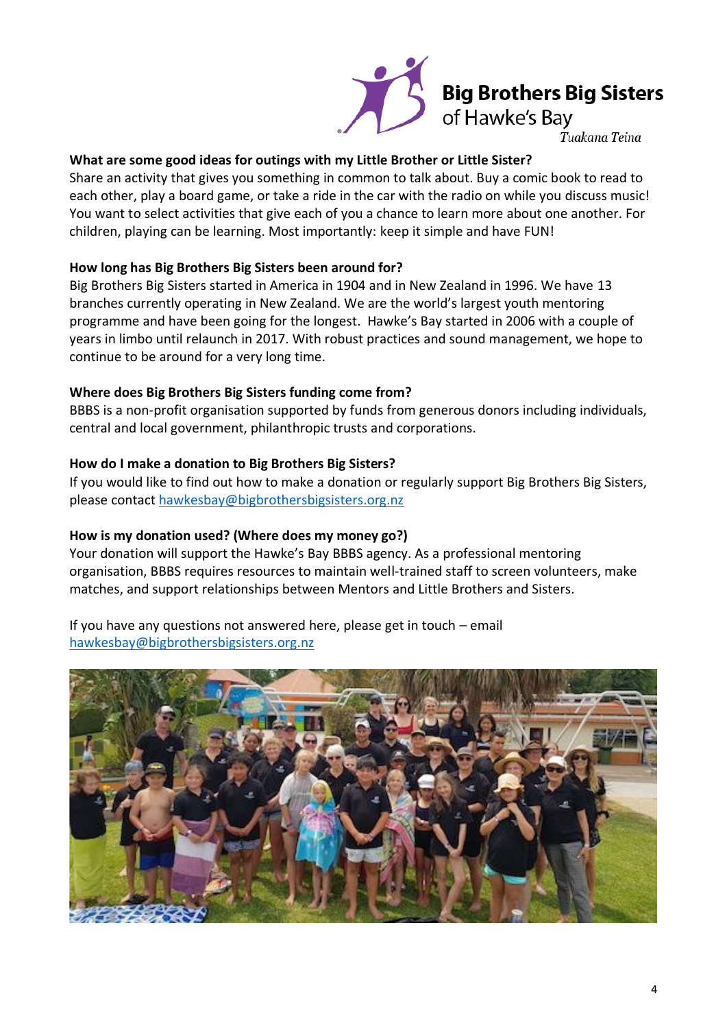**Big Brothers Big Sisters**
of Hawke's Bay
*Tuakana Teina*

**What are some good ideas for outings with my Little Brother or Little Sister?**

Share an activity that gives you something in common to talk about. Buy a comic book to read to each other, play a board game, or take a ride in the car with the radio on while you discuss music! You want to select activities that give each of you a chance to learn more about one another. For children, playing can be learning. Most importantly: keep it simple and have FUN!

**How long has Big Brothers Big Sisters been around for?**

Big Brothers Big Sisters started in America in 1904 and in New Zealand in 1996. We have 13 branches currently operating in New Zealand. We are the world's largest youth mentoring programme and have been going for the longest. Hawke's Bay started in 2006 with a couple of years in limbo until relaunch in 2017. With robust practices and sound management, we hope to continue to be around for a very long time.

**Where does Big Brothers Big Sisters funding come from?**

BBBS is a non-profit organisation supported by funds from generous donors including individuals, central and local government, philanthropic trusts and corporations.

**How do I make a donation to Big Brothers Big Sisters?**

If you would like to find out how to make a donation or regularly support Big Brothers Big Sisters, please contact hawkesbay@bigbrothersbigsisters.org.nz

**How is my donation used? (Where does my money go?)**

Your donation will support the Hawke's Bay BBBS agency. As a professional mentoring organisation, BBBS requires resources to maintain well-trained staff to screen volunteers, make matches, and support relationships between Mentors and Little Brothers and Sisters.

If you have any questions not answered here, please get in touch – email hawkesbay@bigbrothersbigsisters.org.nz